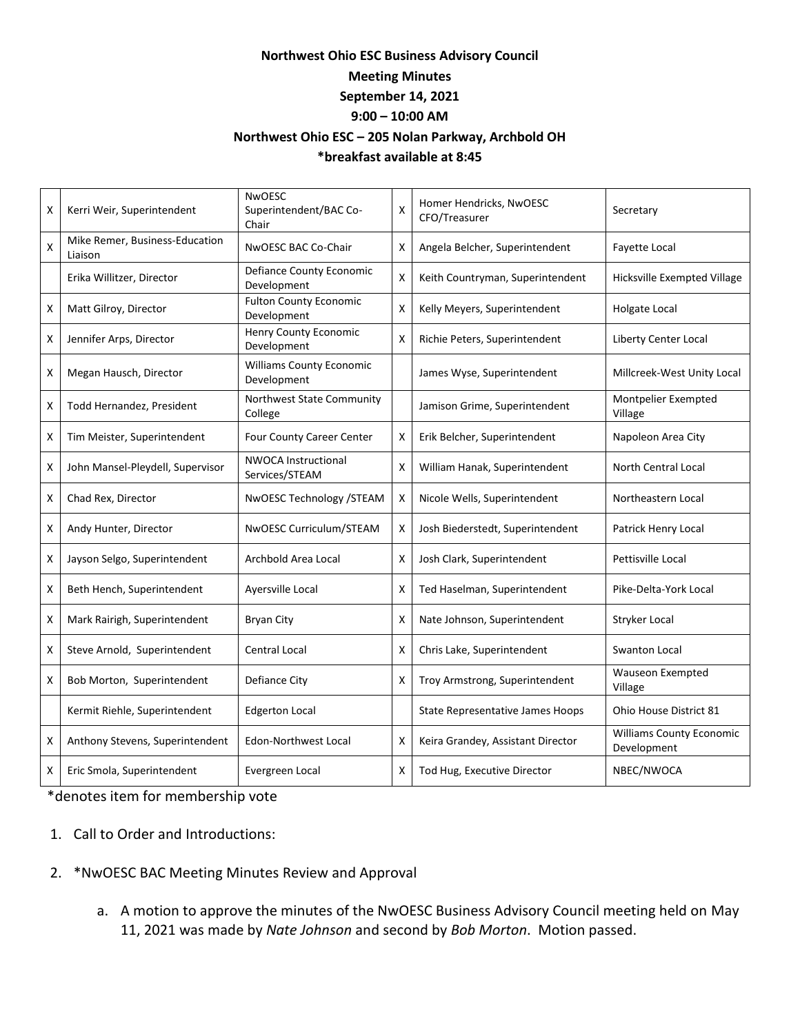**Northwest Ohio ESC Business Advisory Council**

**Meeting Minutes**

**September 14, 2021**

**9:00 – 10:00 AM**

**Northwest Ohio ESC – 205 Nolan Parkway, Archbold OH**

***breakfast available at 8:45**

| | | | | | |
|---|---|---|---|---|---|
| X | Kerri Weir, Superintendent | NwOESC Superintendent/BAC Co-Chair | X | Homer Hendricks, NwOESC CFO/Treasurer | Secretary |
| X | Mike Remer, Business-Education Liaison | NwOESC BAC Co-Chair | X | Angela Belcher, Superintendent | Fayette Local |
| | Erika Willitzer, Director | Defiance County Economic Development | X | Keith Countryman, Superintendent | Hicksville Exempted Village |
| X | Matt Gilroy, Director | Fulton County Economic Development | X | Kelly Meyers, Superintendent | Holgate Local |
| X | Jennifer Arps, Director | Henry County Economic Development | X | Richie Peters, Superintendent | Liberty Center Local |
| X | Megan Hausch, Director | Williams County Economic Development | | James Wyse, Superintendent | Millcreek-West Unity Local |
| X | Todd Hernandez, President | Northwest State Community College | | Jamison Grime, Superintendent | Montpelier Exempted Village |
| X | Tim Meister, Superintendent | Four County Career Center | X | Erik Belcher, Superintendent | Napoleon Area City |
| X | John Mansel-Pleydell, Supervisor | NWOCA Instructional Services/STEAM | X | William Hanak, Superintendent | North Central Local |
| X | Chad Rex, Director | NwOESC Technology /STEAM | X | Nicole Wells, Superintendent | Northeastern Local |
| X | Andy Hunter, Director | NwOESC Curriculum/STEAM | X | Josh Biederstedt, Superintendent | Patrick Henry Local |
| X | Jayson Selgo, Superintendent | Archbold Area Local | X | Josh Clark, Superintendent | Pettisville Local |
| X | Beth Hench, Superintendent | Ayersville Local | X | Ted Haselman, Superintendent | Pike-Delta-York Local |
| X | Mark Rairigh, Superintendent | Bryan City | X | Nate Johnson, Superintendent | Stryker Local |
| X | Steve Arnold, Superintendent | Central Local | X | Chris Lake, Superintendent | Swanton Local |
| X | Bob Morton, Superintendent | Defiance City | X | Troy Armstrong, Superintendent | Wauseon Exempted Village |
| | Kermit Riehle, Superintendent | Edgerton Local | | State Representative James Hoops | Ohio House District 81 |
| X | Anthony Stevens, Superintendent | Edon-Northwest Local | X | Keira Grandey, Assistant Director | Williams County Economic Development |
| X | Eric Smola, Superintendent | Evergreen Local | X | Tod Hug, Executive Director | NBEC/NWOCA |

*denotes item for membership vote

1. Call to Order and Introductions:
2. *NwOESC BAC Meeting Minutes Review and Approval
   a. A motion to approve the minutes of the NwOESC Business Advisory Council meeting held on May 11, 2021 was made by *Nate Johnson* and second by *Bob Morton*. Motion passed.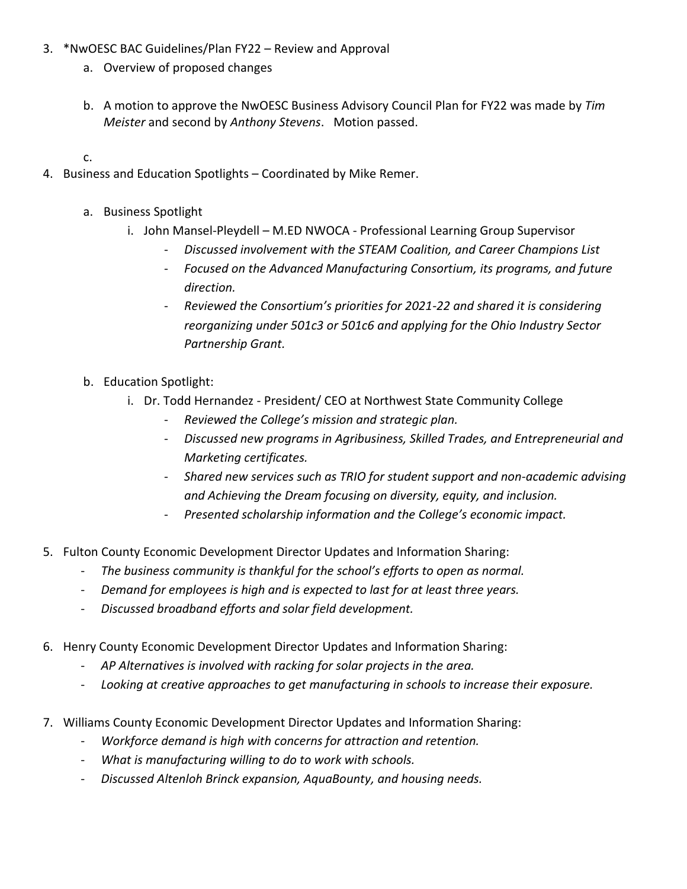3. *NwOESC BAC Guidelines/Plan FY22 – Review and Approval
    a. Overview of proposed changes

    b. A motion to approve the NwOESC Business Advisory Council Plan for FY22 was made by *Tim Meister* and second by *Anthony Stevens*. Motion passed.

    c.

4. Business and Education Spotlights – Coordinated by Mike Remer.

    a. Business Spotlight
        i. John Mansel-Pleydell – M.ED NWOCA - Professional Learning Group Supervisor
            - *Discussed involvement with the STEAM Coalition, and Career Champions List*
            - *Focused on the Advanced Manufacturing Consortium, its programs, and future direction.*
            - *Reviewed the Consortium's priorities for 2021-22 and shared it is considering reorganizing under 501c3 or 501c6 and applying for the Ohio Industry Sector Partnership Grant.*

    b. Education Spotlight:
        i. Dr. Todd Hernandez - President/ CEO at Northwest State Community College
            - *Reviewed the College's mission and strategic plan.*
            - *Discussed new programs in Agribusiness, Skilled Trades, and Entrepreneurial and Marketing certificates.*
            - *Shared new services such as TRIO for student support and non-academic advising and Achieving the Dream focusing on diversity, equity, and inclusion.*
            - *Presented scholarship information and the College's economic impact.*

5. Fulton County Economic Development Director Updates and Information Sharing:
    - *The business community is thankful for the school's efforts to open as normal.*
    - *Demand for employees is high and is expected to last for at least three years.*
    - *Discussed broadband efforts and solar field development.*

6. Henry County Economic Development Director Updates and Information Sharing:
    - *AP Alternatives is involved with racking for solar projects in the area.*
    - *Looking at creative approaches to get manufacturing in schools to increase their exposure.*

7. Williams County Economic Development Director Updates and Information Sharing:
    - *Workforce demand is high with concerns for attraction and retention.*
    - *What is manufacturing willing to do to work with schools.*
    - *Discussed Altenloh Brinck expansion, AquaBounty, and housing needs.*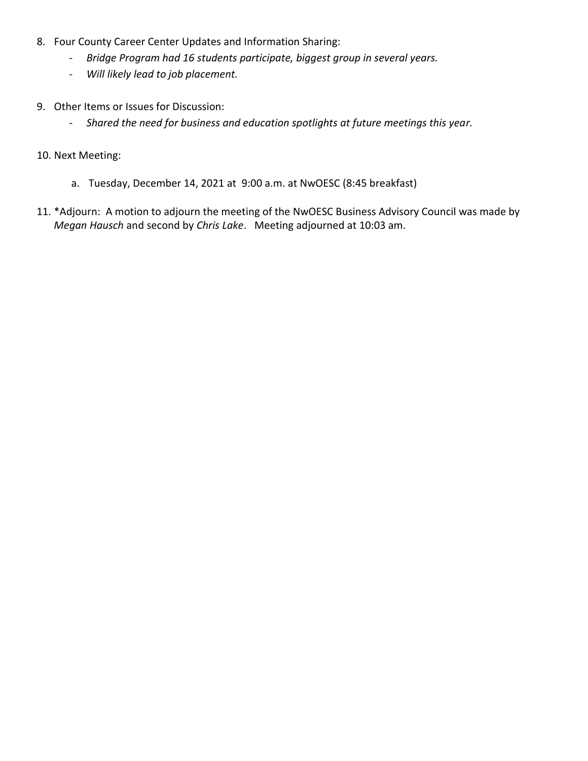8. Four County Career Center Updates and Information Sharing:
    - *Bridge Program had 16 students participate, biggest group in several years.*
    - *Will likely lead to job placement.*

9. Other Items or Issues for Discussion:
    - *Shared the need for business and education spotlights at future meetings this year.*

10. Next Meeting:

    a. Tuesday, December 14, 2021 at 9:00 a.m. at NwOESC (8:45 breakfast)

11. *Adjourn: A motion to adjourn the meeting of the NwOESC Business Advisory Council was made by *Megan Hausch* and second by *Chris Lake*. Meeting adjourned at 10:03 am.